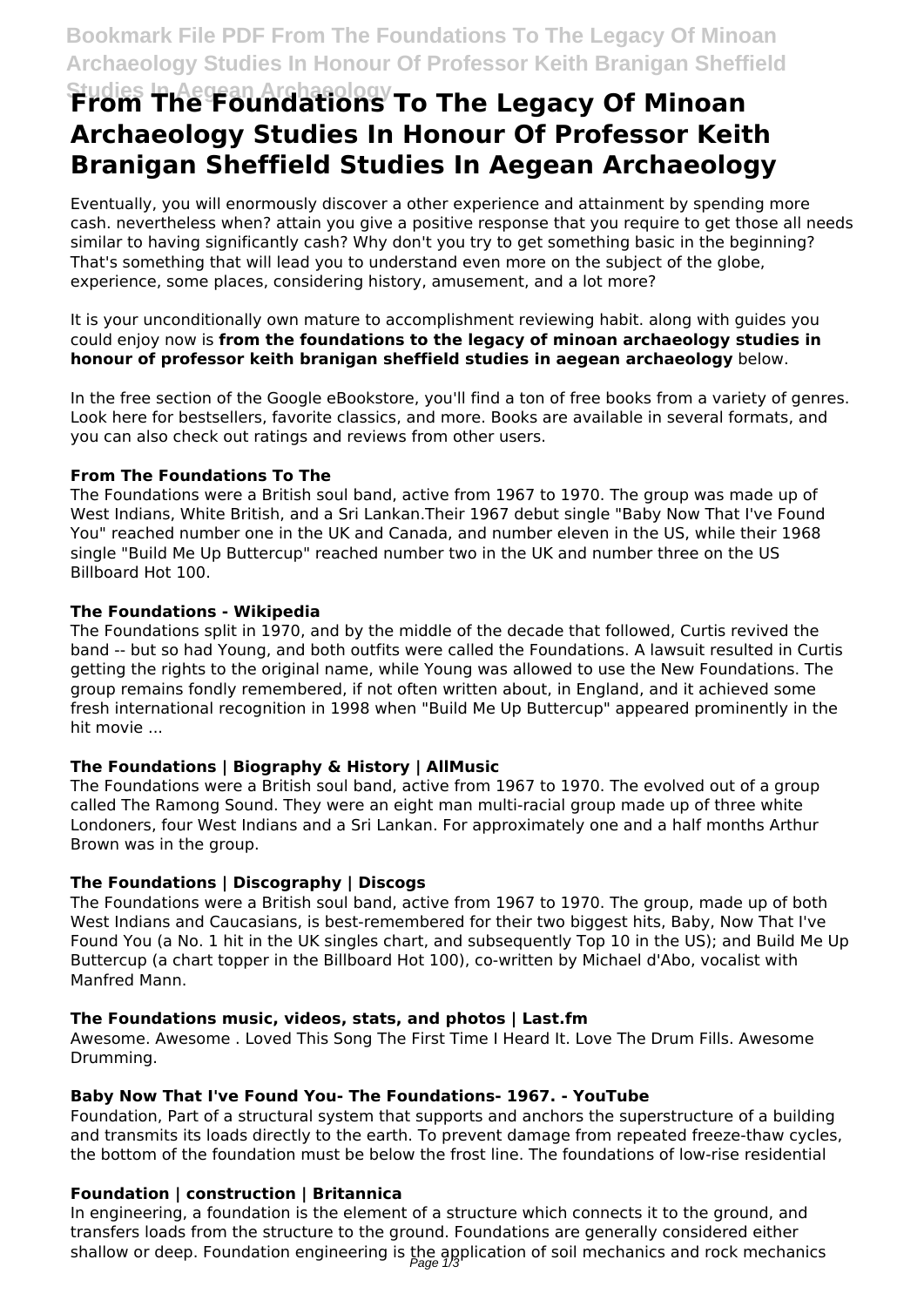# From The Foundations To The Legacy Of Minoan Archaeology Studies In Honour Of Professor Keith Branigan Sheffield Studies In Aegean Archaeology

Eventually, you will enormously discover a other experience and attainment by spending more cash. nevertheless when? attain you give a positive response that you require to get those all needs similar to having significantly cash? Why don't you try to get something basic in the beginning? That's something that will lead you to understand even more on the subject of the globe, experience, some places, considering history, amusement, and a lot more?

It is your unconditionally own mature to accomplishment reviewing habit. along with guides you could enjoy now is **from the foundations to the legacy of minoan archaeology studies in honour of professor keith branigan sheffield studies in aegean archaeology** below.

In the free section of the Google eBookstore, you'll find a ton of free books from a variety of genres. Look here for bestsellers, favorite classics, and more. Books are available in several formats, and you can also check out ratings and reviews from other users.

### From The Foundations To The

The Foundations were a British soul band, active from 1967 to 1970. The group was made up of West Indians, White British, and a Sri Lankan.Their 1967 debut single "Baby Now That I've Found You" reached number one in the UK and Canada, and number eleven in the US, while their 1968 single "Build Me Up Buttercup" reached number two in the UK and number three on the US Billboard Hot 100.

### The Foundations - Wikipedia

The Foundations split in 1970, and by the middle of the decade that followed, Curtis revived the band -- but so had Young, and both outfits were called the Foundations. A lawsuit resulted in Curtis getting the rights to the original name, while Young was allowed to use the New Foundations. The group remains fondly remembered, if not often written about, in England, and it achieved some fresh international recognition in 1998 when "Build Me Up Buttercup" appeared prominently in the hit movie ...

### The Foundations | Biography & History | AllMusic

The Foundations were a British soul band, active from 1967 to 1970. The evolved out of a group called The Ramong Sound. They were an eight man multi-racial group made up of three white Londoners, four West Indians and a Sri Lankan. For approximately one and a half months Arthur Brown was in the group.

### The Foundations | Discography | Discogs

The Foundations were a British soul band, active from 1967 to 1970. The group, made up of both West Indians and Caucasians, is best-remembered for their two biggest hits, Baby, Now That I've Found You (a No. 1 hit in the UK singles chart, and subsequently Top 10 in the US); and Build Me Up Buttercup (a chart topper in the Billboard Hot 100), co-written by Michael d'Abo, vocalist with Manfred Mann.

### The Foundations music, videos, stats, and photos | Last.fm

Awesome. Awesome . Loved This Song The First Time I Heard It. Love The Drum Fills. Awesome Drumming.

### Baby Now That I've Found You- The Foundations- 1967. - YouTube

Foundation, Part of a structural system that supports and anchors the superstructure of a building and transmits its loads directly to the earth. To prevent damage from repeated freeze-thaw cycles, the bottom of the foundation must be below the frost line. The foundations of low-rise residential

### Foundation | construction | Britannica

In engineering, a foundation is the element of a structure which connects it to the ground, and transfers loads from the structure to the ground. Foundations are generally considered either shallow or deep. Foundation engineering is the application of soil mechanics and rock mechanics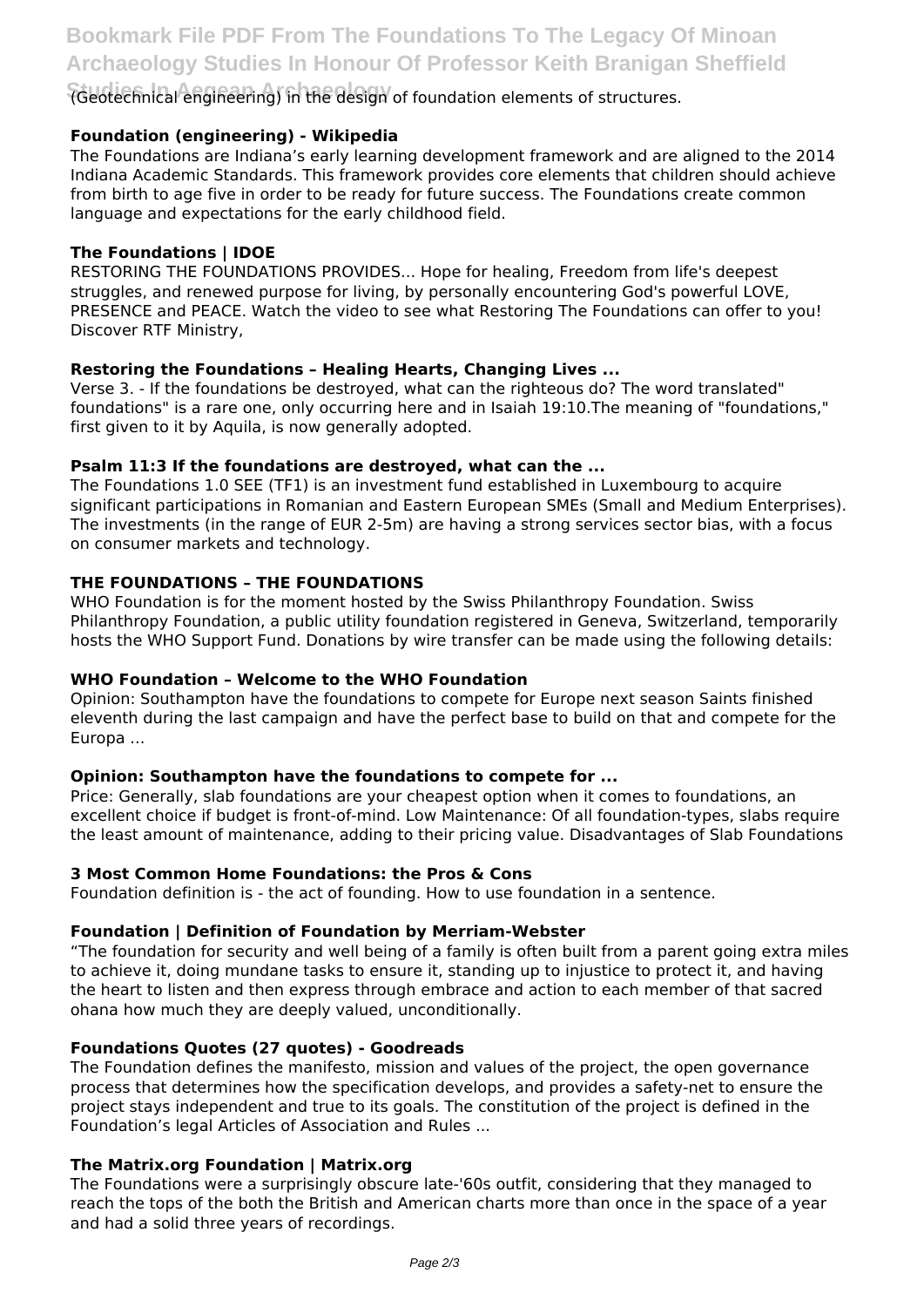(Geotechnical engineering) in the design of foundation elements of structures.

### Foundation (engineering) - Wikipedia

The Foundations are Indiana's early learning development framework and are aligned to the 2014 Indiana Academic Standards. This framework provides core elements that children should achieve from birth to age five in order to be ready for future success. The Foundations create common language and expectations for the early childhood field.

### The Foundations | IDOE

RESTORING THE FOUNDATIONS PROVIDES... Hope for healing, Freedom from life's deepest struggles, and renewed purpose for living, by personally encountering God's powerful LOVE, PRESENCE and PEACE. Watch the video to see what Restoring The Foundations can offer to you! Discover RTF Ministry,

### Restoring the Foundations – Healing Hearts, Changing Lives ...

Verse 3. - If the foundations be destroyed, what can the righteous do? The word translated" foundations" is a rare one, only occurring here and in Isaiah 19:10.The meaning of "foundations," first given to it by Aquila, is now generally adopted.

### Psalm 11:3 If the foundations are destroyed, what can the ...

The Foundations 1.0 SEE (TF1) is an investment fund established in Luxembourg to acquire significant participations in Romanian and Eastern European SMEs (Small and Medium Enterprises). The investments (in the range of EUR 2-5m) are having a strong services sector bias, with a focus on consumer markets and technology.

### THE FOUNDATIONS – THE FOUNDATIONS

WHO Foundation is for the moment hosted by the Swiss Philanthropy Foundation. Swiss Philanthropy Foundation, a public utility foundation registered in Geneva, Switzerland, temporarily hosts the WHO Support Fund. Donations by wire transfer can be made using the following details:

### WHO Foundation – Welcome to the WHO Foundation

Opinion: Southampton have the foundations to compete for Europe next season Saints finished eleventh during the last campaign and have the perfect base to build on that and compete for the Europa ...

### Opinion: Southampton have the foundations to compete for ...

Price: Generally, slab foundations are your cheapest option when it comes to foundations, an excellent choice if budget is front-of-mind. Low Maintenance: Of all foundation-types, slabs require the least amount of maintenance, adding to their pricing value. Disadvantages of Slab Foundations

### 3 Most Common Home Foundations: the Pros & Cons

Foundation definition is - the act of founding. How to use foundation in a sentence.

### Foundation | Definition of Foundation by Merriam-Webster

"The foundation for security and well being of a family is often built from a parent going extra miles to achieve it, doing mundane tasks to ensure it, standing up to injustice to protect it, and having the heart to listen and then express through embrace and action to each member of that sacred ohana how much they are deeply valued, unconditionally.

### Foundations Quotes (27 quotes) - Goodreads

The Foundation defines the manifesto, mission and values of the project, the open governance process that determines how the specification develops, and provides a safety-net to ensure the project stays independent and true to its goals. The constitution of the project is defined in the Foundation's legal Articles of Association and Rules ...

### The Matrix.org Foundation | Matrix.org

The Foundations were a surprisingly obscure late-'60s outfit, considering that they managed to reach the tops of the both the British and American charts more than once in the space of a year and had a solid three years of recordings.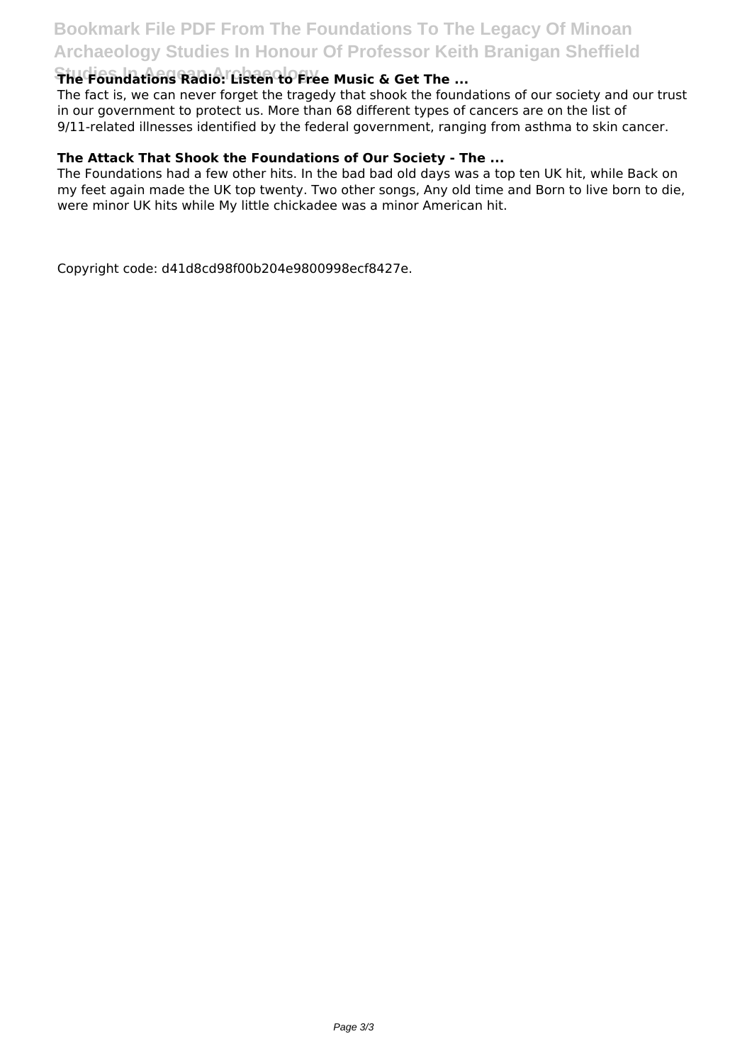**The Foundations Radio: Listen to Free Music & Get The ...**

The fact is, we can never forget the tragedy that shook the foundations of our society and our trust in our government to protect us. More than 68 different types of cancers are on the list of 9/11-related illnesses identified by the federal government, ranging from asthma to skin cancer.

**The Attack That Shook the Foundations of Our Society - The ...**

The Foundations had a few other hits. In the bad bad old days was a top ten UK hit, while Back on my feet again made the UK top twenty. Two other songs, Any old time and Born to live born to die, were minor UK hits while My little chickadee was a minor American hit.

Copyright code: d41d8cd98f00b204e9800998ecf8427e.